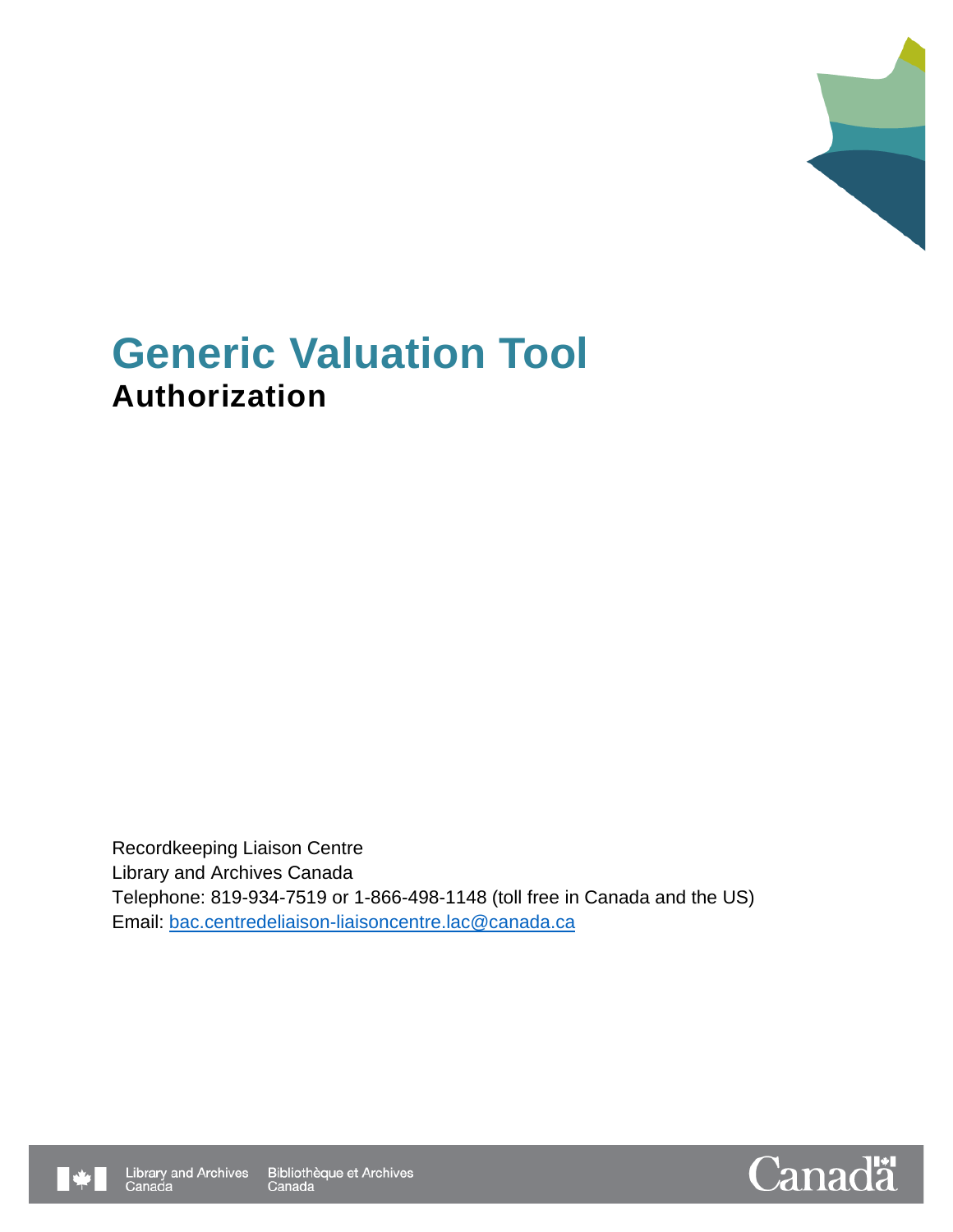# Generic Valuation Tool

## Authorization

Recordkeeping Liaison Centre
Library and Archives Canada
Telephone: 819-934-7519 or 1-866-498-1148 (toll free in Canada and the US)
Email: [bac.centredeliaison-liaisoncentre.lac@canada.ca](mailto:bac.centredeliaison-liaisoncentre.lac@canada.ca)

Library and Archives Canada Bibliothèque et Archives Canada

Canada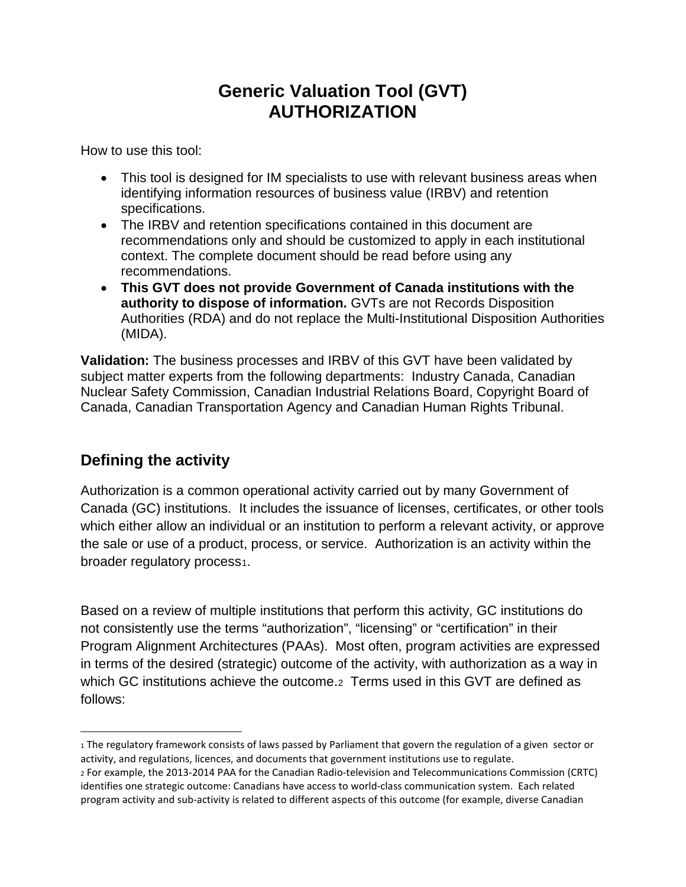# Generic Valuation Tool (GVT) AUTHORIZATION

How to use this tool:

- This tool is designed for IM specialists to use with relevant business areas when identifying information resources of business value (IRBV) and retention specifications.
- The IRBV and retention specifications contained in this document are recommendations only and should be customized to apply in each institutional context. The complete document should be read before using any recommendations.
- **This GVT does not provide Government of Canada institutions with the authority to dispose of information.** GVTs are not Records Disposition Authorities (RDA) and do not replace the Multi-Institutional Disposition Authorities (MIDA).

**Validation:** The business processes and IRBV of this GVT have been validated by subject matter experts from the following departments: Industry Canada, Canadian Nuclear Safety Commission, Canadian Industrial Relations Board, Copyright Board of Canada, Canadian Transportation Agency and Canadian Human Rights Tribunal.

## Defining the activity

Authorization is a common operational activity carried out by many Government of Canada (GC) institutions. It includes the issuance of licenses, certificates, or other tools which either allow an individual or an institution to perform a relevant activity, or approve the sale or use of a product, process, or service. Authorization is an activity within the broader regulatory process[1].

Based on a review of multiple institutions that perform this activity, GC institutions do not consistently use the terms “authorization”, “licensing” or “certification” in their Program Alignment Architectures (PAAs). Most often, program activities are expressed in terms of the desired (strategic) outcome of the activity, with authorization as a way in which GC institutions achieve the outcome.[2] Terms used in this GVT are defined as follows:

---

[1] The regulatory framework consists of laws passed by Parliament that govern the regulation of a given sector or activity, and regulations, licences, and documents that government institutions use to regulate.

[2] For example, the 2013-2014 PAA for the Canadian Radio-television and Telecommunications Commission (CRTC) identifies one strategic outcome: Canadians have access to world-class communication system. Each related program activity and sub-activity is related to different aspects of this outcome (for example, diverse Canadian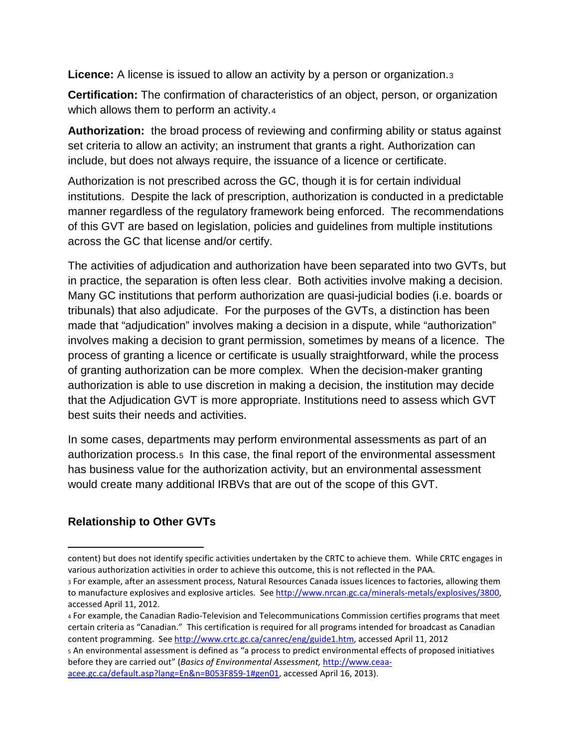**Licence:** A license is issued to allow an activity by a person or organization.[3]

**Certification:** The confirmation of characteristics of an object, person, or organization which allows them to perform an activity.[4]

**Authorization:** the broad process of reviewing and confirming ability or status against set criteria to allow an activity; an instrument that grants a right. Authorization can include, but does not always require, the issuance of a licence or certificate.

Authorization is not prescribed across the GC, though it is for certain individual institutions. Despite the lack of prescription, authorization is conducted in a predictable manner regardless of the regulatory framework being enforced. The recommendations of this GVT are based on legislation, policies and guidelines from multiple institutions across the GC that license and/or certify.

The activities of adjudication and authorization have been separated into two GVTs, but in practice, the separation is often less clear. Both activities involve making a decision. Many GC institutions that perform authorization are quasi-judicial bodies (i.e. boards or tribunals) that also adjudicate. For the purposes of the GVTs, a distinction has been made that "adjudication" involves making a decision in a dispute, while "authorization" involves making a decision to grant permission, sometimes by means of a licence. The process of granting a licence or certificate is usually straightforward, while the process of granting authorization can be more complex. When the decision-maker granting authorization is able to use discretion in making a decision, the institution may decide that the Adjudication GVT is more appropriate. Institutions need to assess which GVT best suits their needs and activities.

In some cases, departments may perform environmental assessments as part of an authorization process.[5] In this case, the final report of the environmental assessment has business value for the authorization activity, but an environmental assessment would create many additional IRBVs that are out of the scope of this GVT.

## Relationship to Other GVTs

---

content) but does not identify specific activities undertaken by the CRTC to achieve them. While CRTC engages in various authorization activities in order to achieve this outcome, this is not reflected in the PAA.

[3] For example, after an assessment process, Natural Resources Canada issues licences to factories, allowing them to manufacture explosives and explosive articles. See http://www.nrcan.gc.ca/minerals-metals/explosives/3800, accessed April 11, 2012.

[4] For example, the Canadian Radio-Television and Telecommunications Commission certifies programs that meet certain criteria as "Canadian." This certification is required for all programs intended for broadcast as Canadian content programming. See http://www.crtc.gc.ca/canrec/eng/guide1.htm, accessed April 11, 2012

[5] An environmental assessment is defined as "a process to predict environmental effects of proposed initiatives before they are carried out" (*Basics of Environmental Assessment,* http://www.ceaa-acee.gc.ca/default.asp?lang=En&n=B053F859-1#gen01, accessed April 16, 2013).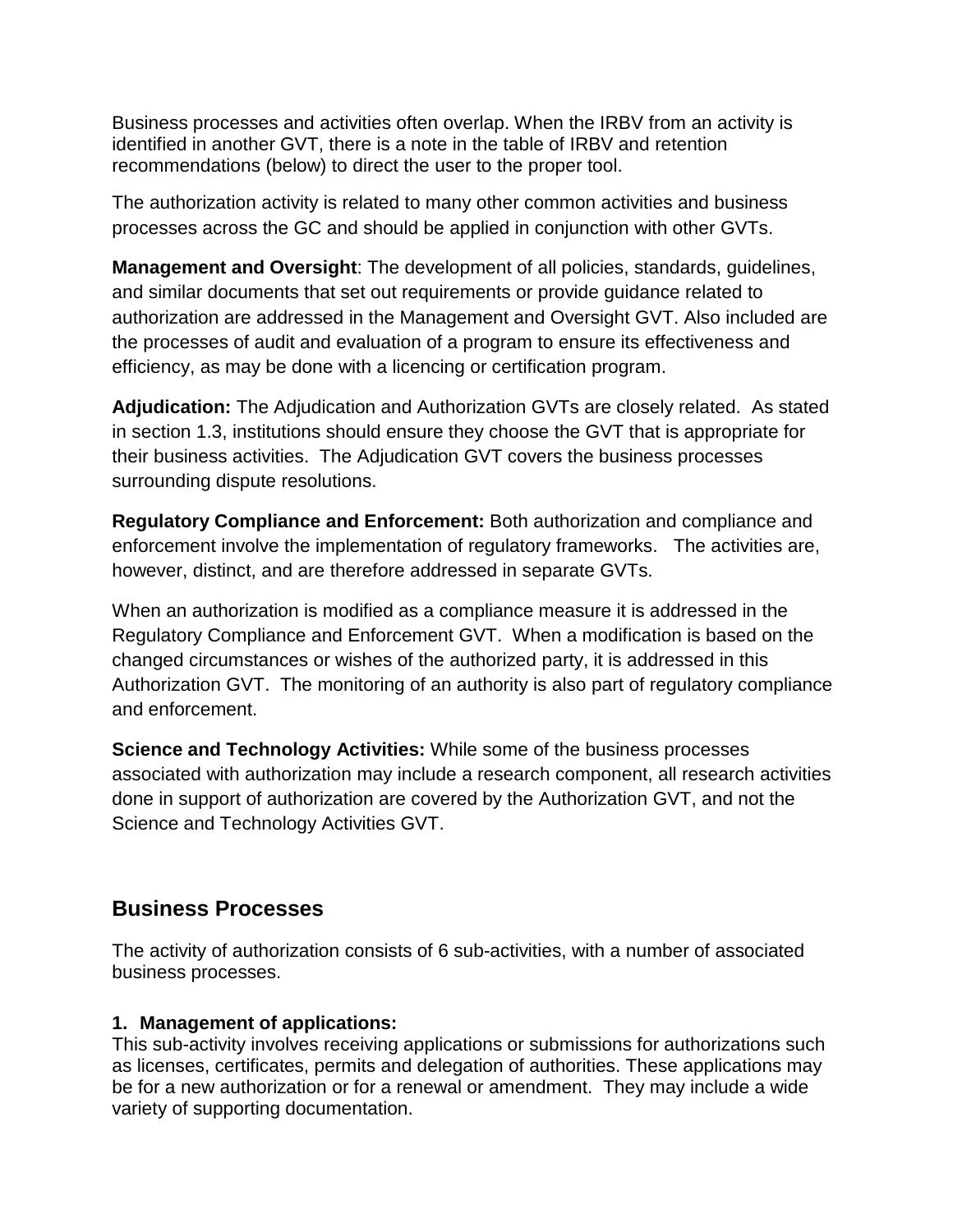Business processes and activities often overlap. When the IRBV from an activity is identified in another GVT, there is a note in the table of IRBV and retention recommendations (below) to direct the user to the proper tool.

The authorization activity is related to many other common activities and business processes across the GC and should be applied in conjunction with other GVTs.

**Management and Oversight**: The development of all policies, standards, guidelines, and similar documents that set out requirements or provide guidance related to authorization are addressed in the Management and Oversight GVT. Also included are the processes of audit and evaluation of a program to ensure its effectiveness and efficiency, as may be done with a licencing or certification program.

**Adjudication:** The Adjudication and Authorization GVTs are closely related. As stated in section 1.3, institutions should ensure they choose the GVT that is appropriate for their business activities. The Adjudication GVT covers the business processes surrounding dispute resolutions.

**Regulatory Compliance and Enforcement:** Both authorization and compliance and enforcement involve the implementation of regulatory frameworks. The activities are, however, distinct, and are therefore addressed in separate GVTs.

When an authorization is modified as a compliance measure it is addressed in the Regulatory Compliance and Enforcement GVT. When a modification is based on the changed circumstances or wishes of the authorized party, it is addressed in this Authorization GVT. The monitoring of an authority is also part of regulatory compliance and enforcement.

**Science and Technology Activities:** While some of the business processes associated with authorization may include a research component, all research activities done in support of authorization are covered by the Authorization GVT, and not the Science and Technology Activities GVT.

## Business Processes

The activity of authorization consists of 6 sub-activities, with a number of associated business processes.

### 1. Management of applications:

This sub-activity involves receiving applications or submissions for authorizations such as licenses, certificates, permits and delegation of authorities. These applications may be for a new authorization or for a renewal or amendment. They may include a wide variety of supporting documentation.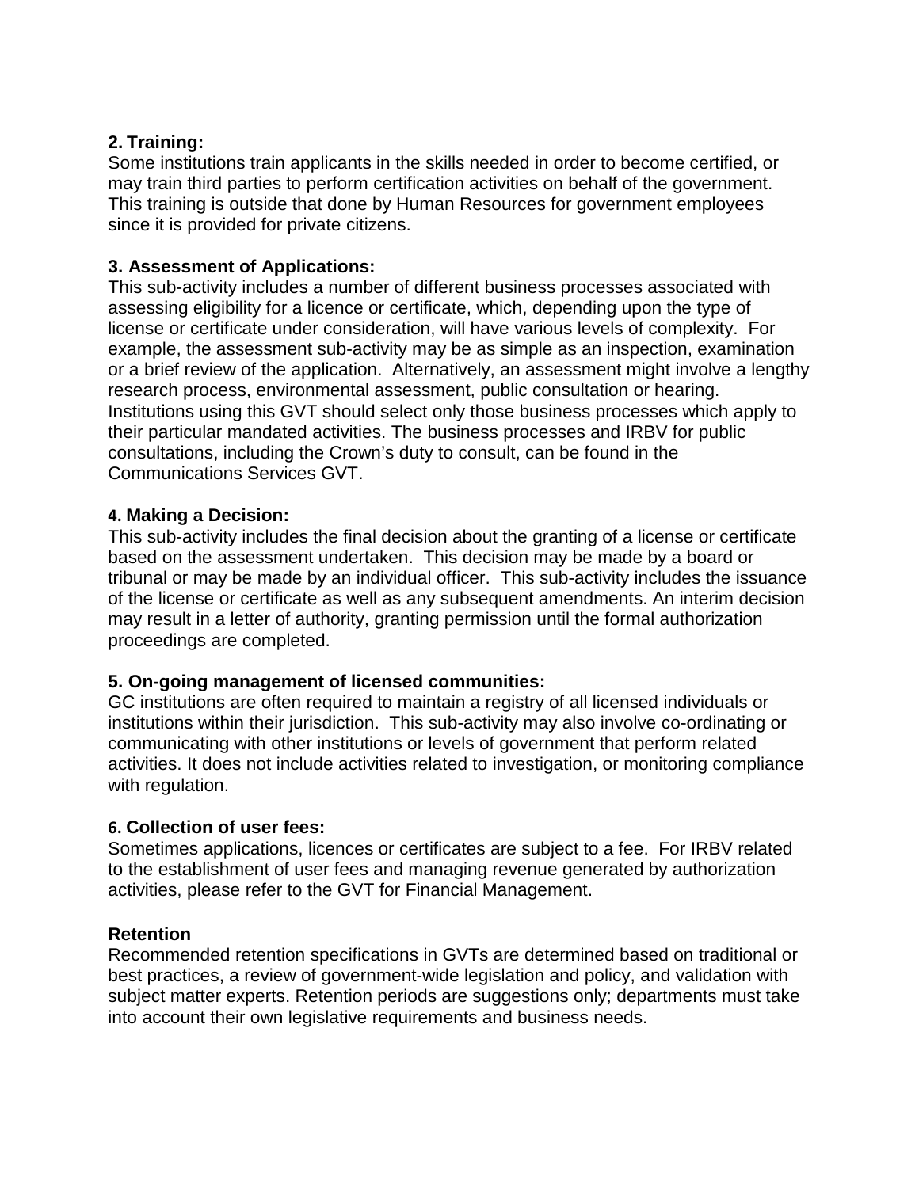**2. Training:**
Some institutions train applicants in the skills needed in order to become certified, or may train third parties to perform certification activities on behalf of the government. This training is outside that done by Human Resources for government employees since it is provided for private citizens.

**3. Assessment of Applications:**
This sub-activity includes a number of different business processes associated with assessing eligibility for a licence or certificate, which, depending upon the type of license or certificate under consideration, will have various levels of complexity. For example, the assessment sub-activity may be as simple as an inspection, examination or a brief review of the application. Alternatively, an assessment might involve a lengthy research process, environmental assessment, public consultation or hearing. Institutions using this GVT should select only those business processes which apply to their particular mandated activities. The business processes and IRBV for public consultations, including the Crown's duty to consult, can be found in the Communications Services GVT.

**4. Making a Decision:**
This sub-activity includes the final decision about the granting of a license or certificate based on the assessment undertaken. This decision may be made by a board or tribunal or may be made by an individual officer. This sub-activity includes the issuance of the license or certificate as well as any subsequent amendments. An interim decision may result in a letter of authority, granting permission until the formal authorization proceedings are completed.

**5. On-going management of licensed communities:**
GC institutions are often required to maintain a registry of all licensed individuals or institutions within their jurisdiction. This sub-activity may also involve co-ordinating or communicating with other institutions or levels of government that perform related activities. It does not include activities related to investigation, or monitoring compliance with regulation.

**6. Collection of user fees:**
Sometimes applications, licences or certificates are subject to a fee. For IRBV related to the establishment of user fees and managing revenue generated by authorization activities, please refer to the GVT for Financial Management.

**Retention**
Recommended retention specifications in GVTs are determined based on traditional or best practices, a review of government-wide legislation and policy, and validation with subject matter experts. Retention periods are suggestions only; departments must take into account their own legislative requirements and business needs.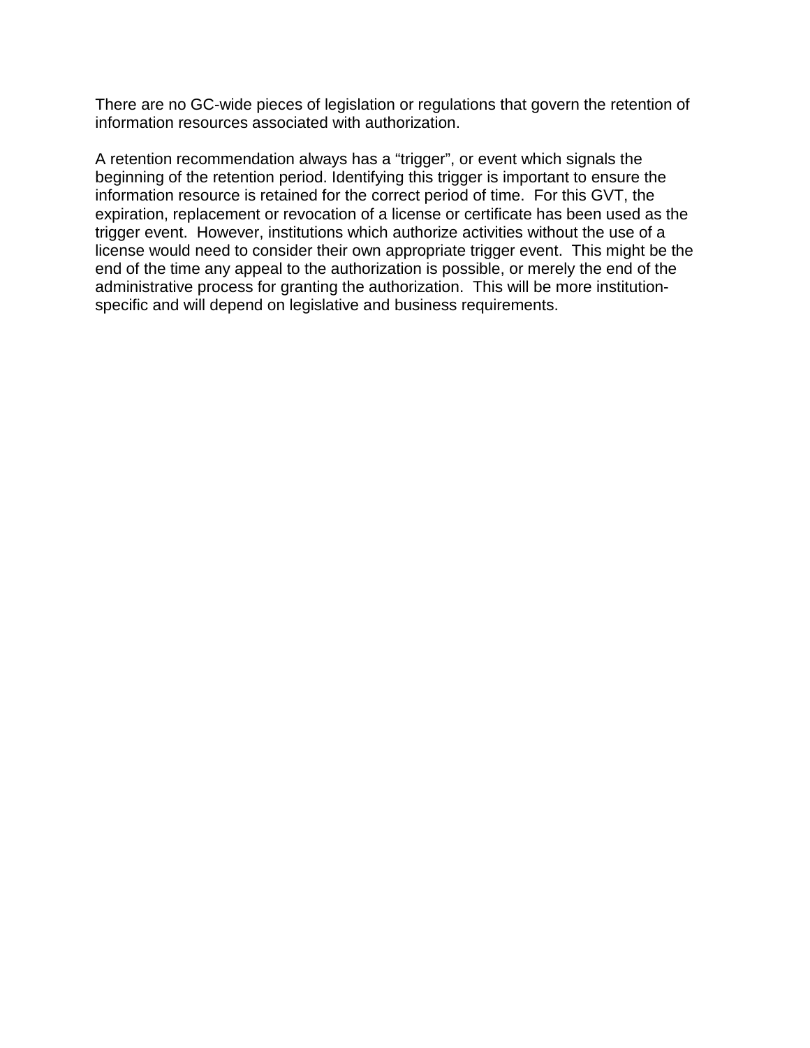There are no GC-wide pieces of legislation or regulations that govern the retention of information resources associated with authorization.

A retention recommendation always has a “trigger”, or event which signals the beginning of the retention period. Identifying this trigger is important to ensure the information resource is retained for the correct period of time. For this GVT, the expiration, replacement or revocation of a license or certificate has been used as the trigger event. However, institutions which authorize activities without the use of a license would need to consider their own appropriate trigger event. This might be the end of the time any appeal to the authorization is possible, or merely the end of the administrative process for granting the authorization. This will be more institution-specific and will depend on legislative and business requirements.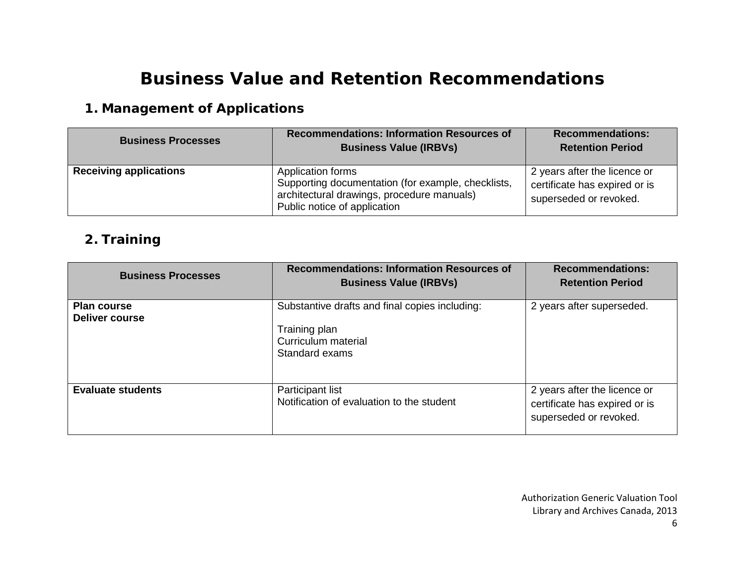# Business Value and Retention Recommendations

## 1. Management of Applications

| Business Processes | Recommendations: Information Resources of Business Value (IRBVs) | Recommendations: Retention Period |
|---|---|---|
| **Receiving applications** | Application forms<br>Supporting documentation (for example, checklists, architectural drawings, procedure manuals)<br>Public notice of application | 2 years after the licence or certificate has expired or is superseded or revoked. |

## 2. Training

| Business Processes | Recommendations: Information Resources of Business Value (IRBVs) | Recommendations: Retention Period |
|---|---|---|
| **Plan course**<br>**Deliver course** | Substantive drafts and final copies including:<br><br>Training plan<br>Curriculum material<br>Standard exams | 2 years after superseded. |
| **Evaluate students** | Participant list<br>Notification of evaluation to the student | 2 years after the licence or certificate has expired or is superseded or revoked. |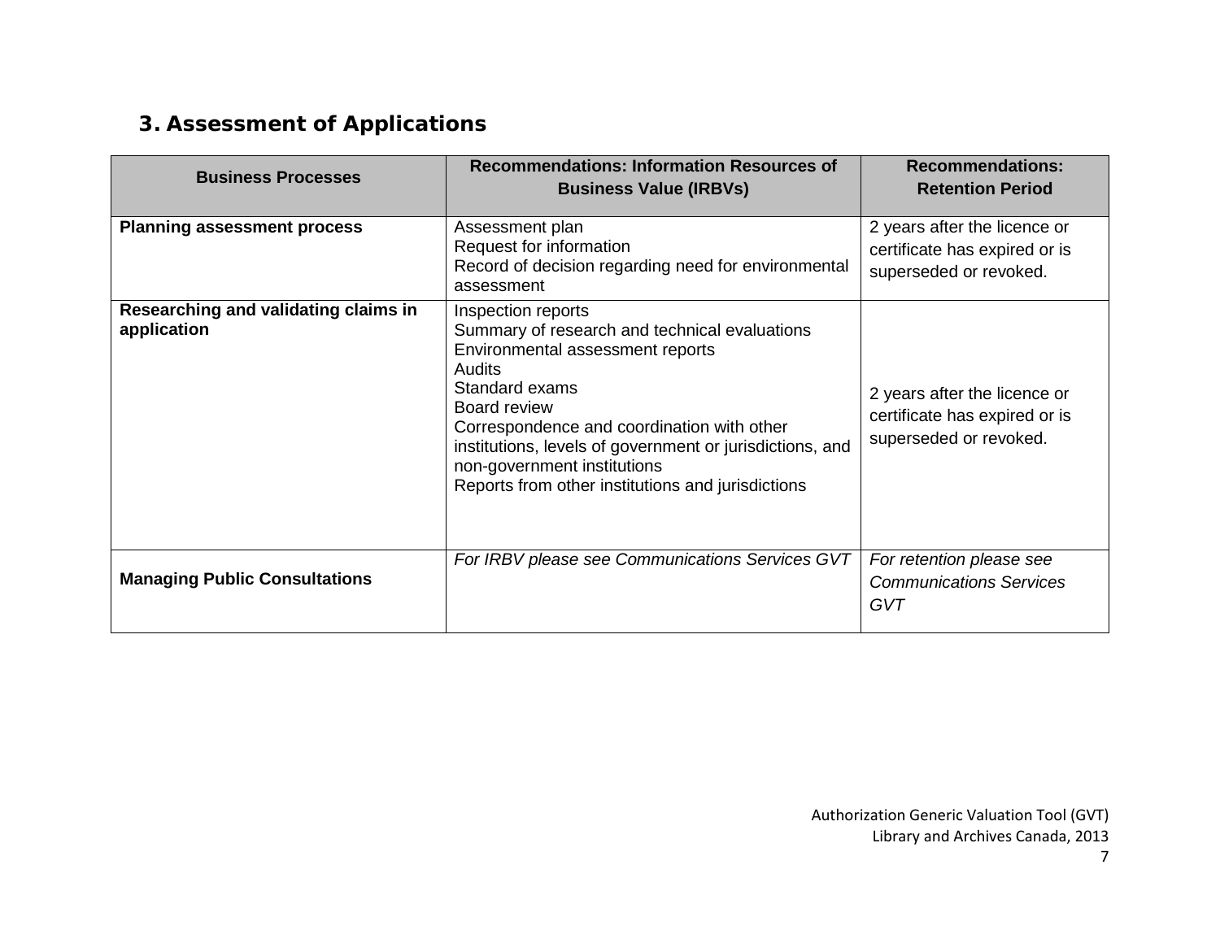## 3. Assessment of Applications

| Business Processes | Recommendations: Information Resources of Business Value (IRBVs) | Recommendations: Retention Period |
|---|---|---|
| **Planning assessment process** | Assessment plan<br>Request for information<br>Record of decision regarding need for environmental assessment | 2 years after the licence or certificate has expired or is superseded or revoked. |
| **Researching and validating claims in application** | Inspection reports<br>Summary of research and technical evaluations<br>Environmental assessment reports<br>Audits<br>Standard exams<br>Board review<br>Correspondence and coordination with other institutions, levels of government or jurisdictions, and non-government institutions<br>Reports from other institutions and jurisdictions | 2 years after the licence or certificate has expired or is superseded or revoked. |
| **Managing Public Consultations** | *For IRBV please see Communications Services GVT* | *For retention please see Communications Services GVT* |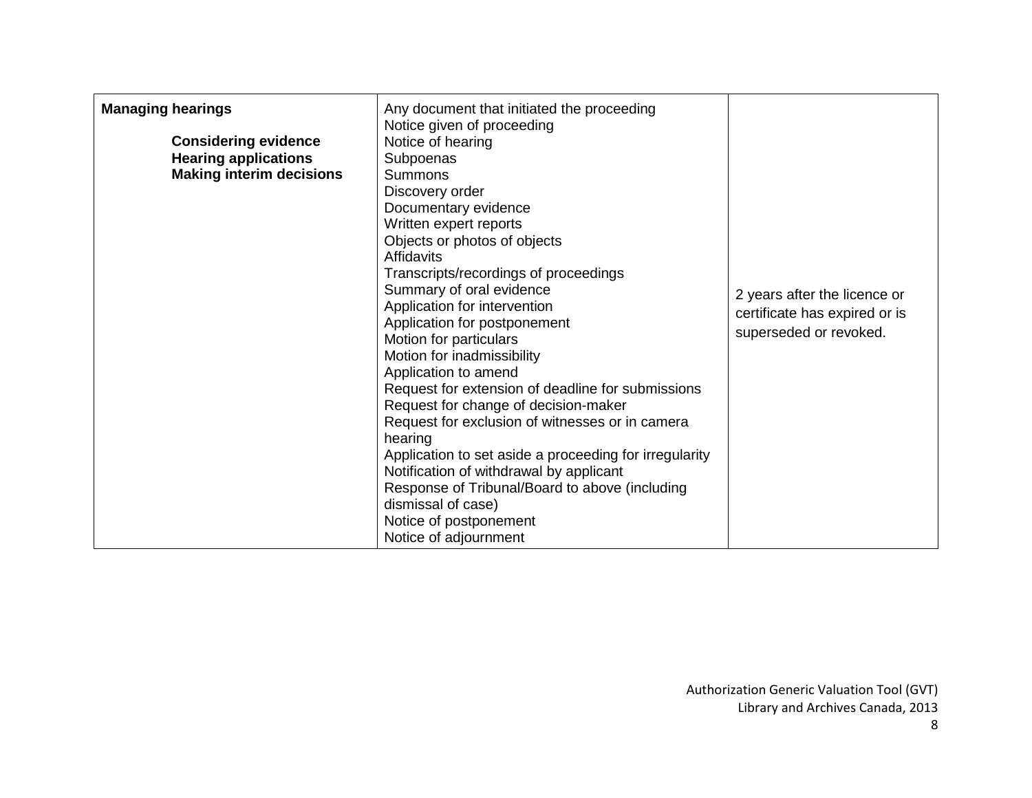| | | |
|---|---|---|
| **Managing hearings**<br><br>**Considering evidence**<br>**Hearing applications**<br>**Making interim decisions** | Any document that initiated the proceeding<br>Notice given of proceeding<br>Notice of hearing<br>Subpoenas<br>Summons<br>Discovery order<br>Documentary evidence<br>Written expert reports<br>Objects or photos of objects<br>Affidavits<br>Transcripts/recordings of proceedings<br>Summary of oral evidence<br>Application for intervention<br>Application for postponement<br>Motion for particulars<br>Motion for inadmissibility<br>Application to amend<br>Request for extension of deadline for submissions<br>Request for change of decision-maker<br>Request for exclusion of witnesses or in camera hearing<br>Application to set aside a proceeding for irregularity<br>Notification of withdrawal by applicant<br>Response of Tribunal/Board to above (including dismissal of case)<br>Notice of postponement<br>Notice of adjournment | 2 years after the licence or certificate has expired or is superseded or revoked. |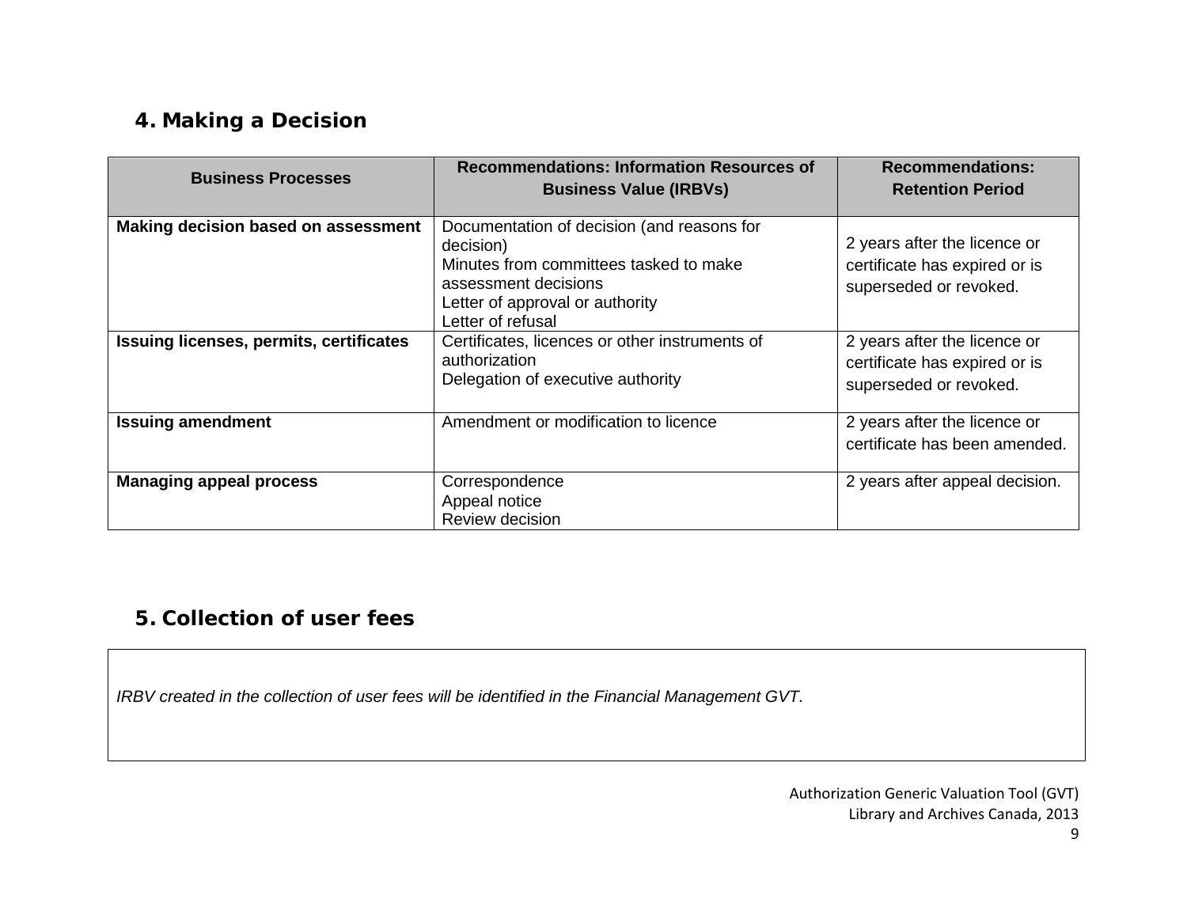## 4. Making a Decision

| Business Processes | Recommendations: Information Resources of Business Value (IRBVs) | Recommendations: Retention Period |
|---|---|---|
| **Making decision based on assessment** | Documentation of decision (and reasons for decision)<br>Minutes from committees tasked to make assessment decisions<br>Letter of approval or authority<br>Letter of refusal | 2 years after the licence or certificate has expired or is superseded or revoked. |
| **Issuing licenses, permits, certificates** | Certificates, licences or other instruments of authorization<br>Delegation of executive authority | 2 years after the licence or certificate has expired or is superseded or revoked. |
| **Issuing amendment** | Amendment or modification to licence | 2 years after the licence or certificate has been amended. |
| **Managing appeal process** | Correspondence<br>Appeal notice<br>Review decision | 2 years after appeal decision. |

## 5. Collection of user fees

*IRBV created in the collection of user fees will be identified in the Financial Management GVT.*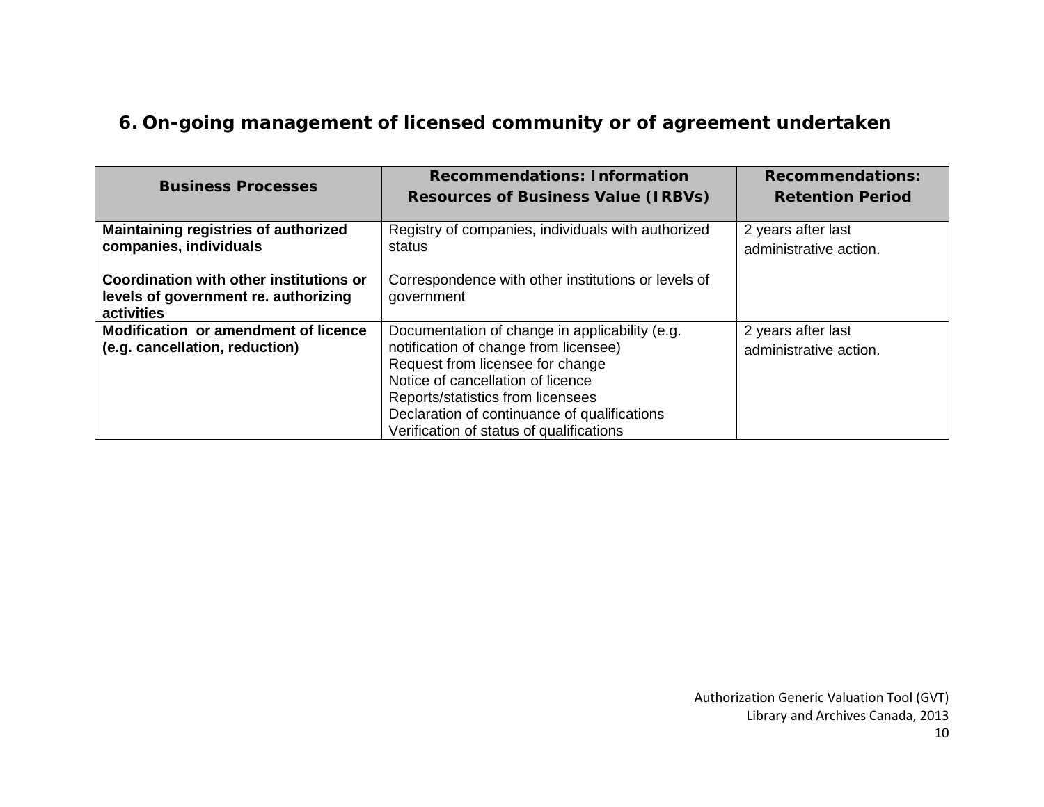## 6. On-going management of licensed community or of agreement undertaken

| Business Processes | Recommendations: Information Resources of Business Value (IRBVs) | Recommendations: Retention Period |
|---|---|---|
| **Maintaining registries of authorized companies, individuals**<br><br>**Coordination with other institutions or levels of government re. authorizing activities** | Registry of companies, individuals with authorized status<br><br>Correspondence with other institutions or levels of government | 2 years after last administrative action. |
| **Modification or amendment of licence (e.g. cancellation, reduction)** | Documentation of change in applicability (e.g. notification of change from licensee)<br>Request from licensee for change<br>Notice of cancellation of licence<br>Reports/statistics from licensees<br>Declaration of continuance of qualifications<br>Verification of status of qualifications | 2 years after last administrative action. |